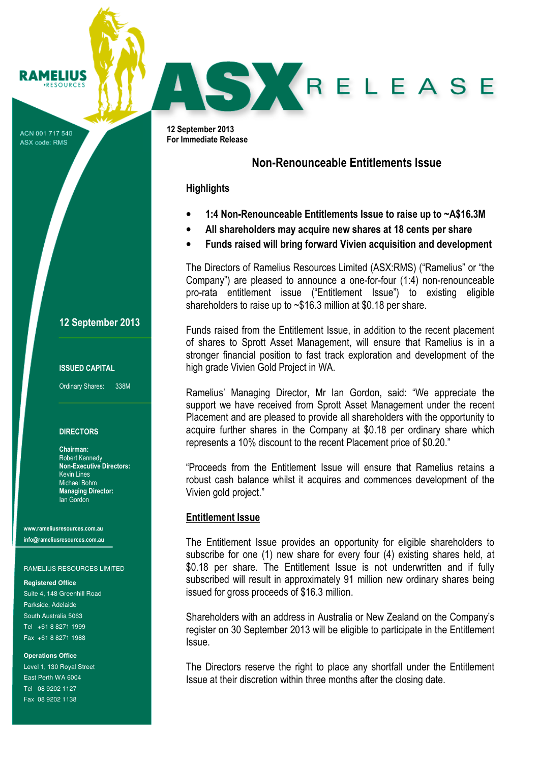RAMELIUS RESOURCES

ACN 001 717 540
ASX code: RMS

# ASX RELEASE

**12 September 2013**
**For Immediate Release**

## Non-Renounceable Entitlements Issue

### Highlights

- **1:4 Non-Renounceable Entitlements Issue to raise up to ~A$16.3M**
- **All shareholders may acquire new shares at 18 cents per share**
- **Funds raised will bring forward Vivien acquisition and development**

The Directors of Ramelius Resources Limited (ASX:RMS) ("Ramelius" or "the Company") are pleased to announce a one-for-four (1:4) non-renounceable pro-rata entitlement issue ("Entitlement Issue") to existing eligible shareholders to raise up to ~$16.3 million at $0.18 per share.

Funds raised from the Entitlement Issue, in addition to the recent placement of shares to Sprott Asset Management, will ensure that Ramelius is in a stronger financial position to fast track exploration and development of the high grade Vivien Gold Project in WA.

Ramelius' Managing Director, Mr Ian Gordon, said: "We appreciate the support we have received from Sprott Asset Management under the recent Placement and are pleased to provide all shareholders with the opportunity to acquire further shares in the Company at $0.18 per ordinary share which represents a 10% discount to the recent Placement price of $0.20."

"Proceeds from the Entitlement Issue will ensure that Ramelius retains a robust cash balance whilst it acquires and commences development of the Vivien gold project."

### Entitlement Issue

The Entitlement Issue provides an opportunity for eligible shareholders to subscribe for one (1) new share for every four (4) existing shares held, at $0.18 per share. The Entitlement Issue is not underwritten and if fully subscribed will result in approximately 91 million new ordinary shares being issued for gross proceeds of $16.3 million.

Shareholders with an address in Australia or New Zealand on the Company's register on 30 September 2013 will be eligible to participate in the Entitlement Issue.

The Directors reserve the right to place any shortfall under the Entitlement Issue at their discretion within three months after the closing date.

---

**12 September 2013**

**ISSUED CAPITAL**

Ordinary Shares: 338M

**DIRECTORS**

**Chairman:**
Robert Kennedy
**Non-Executive Directors:**
Kevin Lines
Michael Bohm
**Managing Director:**
Ian Gordon

**www.rameliusresources.com.au**
**info@rameliusresources.com.au**

RAMELIUS RESOURCES LIMITED

**Registered Office**
Suite 4, 148 Greenhill Road
Parkside, Adelaide
South Australia 5063
Tel +61 8 8271 1999
Fax +61 8 8271 1988

**Operations Office**
Level 1, 130 Royal Street
East Perth WA 6004
Tel 08 9202 1127
Fax 08 9202 1138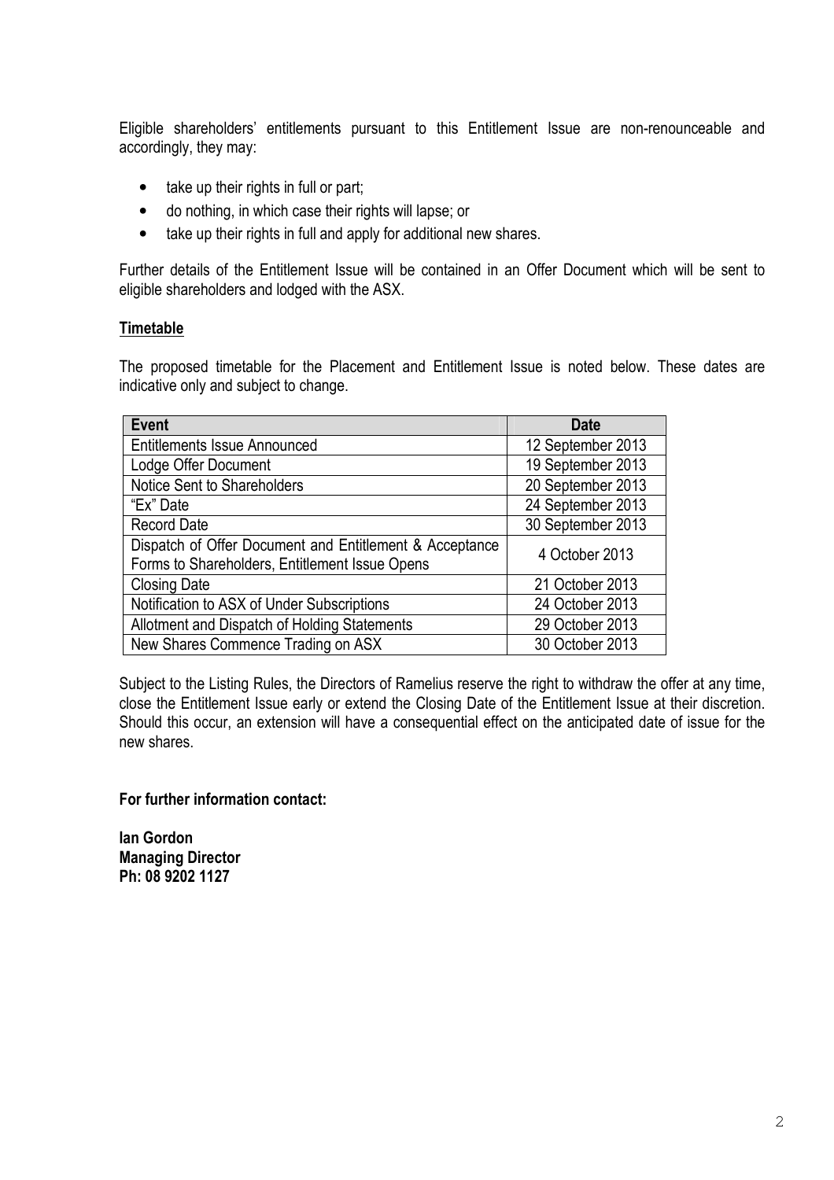Eligible shareholders' entitlements pursuant to this Entitlement Issue are non-renounceable and accordingly, they may:

- take up their rights in full or part;
- do nothing, in which case their rights will lapse; or
- take up their rights in full and apply for additional new shares.

Further details of the Entitlement Issue will be contained in an Offer Document which will be sent to eligible shareholders and lodged with the ASX.

**Timetable**

The proposed timetable for the Placement and Entitlement Issue is noted below. These dates are indicative only and subject to change.

| Event | Date |
|---|---|
| Entitlements Issue Announced | 12 September 2013 |
| Lodge Offer Document | 19 September 2013 |
| Notice Sent to Shareholders | 20 September 2013 |
| "Ex" Date | 24 September 2013 |
| Record Date | 30 September 2013 |
| Dispatch of Offer Document and Entitlement & Acceptance Forms to Shareholders, Entitlement Issue Opens | 4 October 2013 |
| Closing Date | 21 October 2013 |
| Notification to ASX of Under Subscriptions | 24 October 2013 |
| Allotment and Dispatch of Holding Statements | 29 October 2013 |
| New Shares Commence Trading on ASX | 30 October 2013 |

Subject to the Listing Rules, the Directors of Ramelius reserve the right to withdraw the offer at any time, close the Entitlement Issue early or extend the Closing Date of the Entitlement Issue at their discretion. Should this occur, an extension will have a consequential effect on the anticipated date of issue for the new shares.

**For further information contact:**

**Ian Gordon**
**Managing Director**
**Ph: 08 9202 1127**